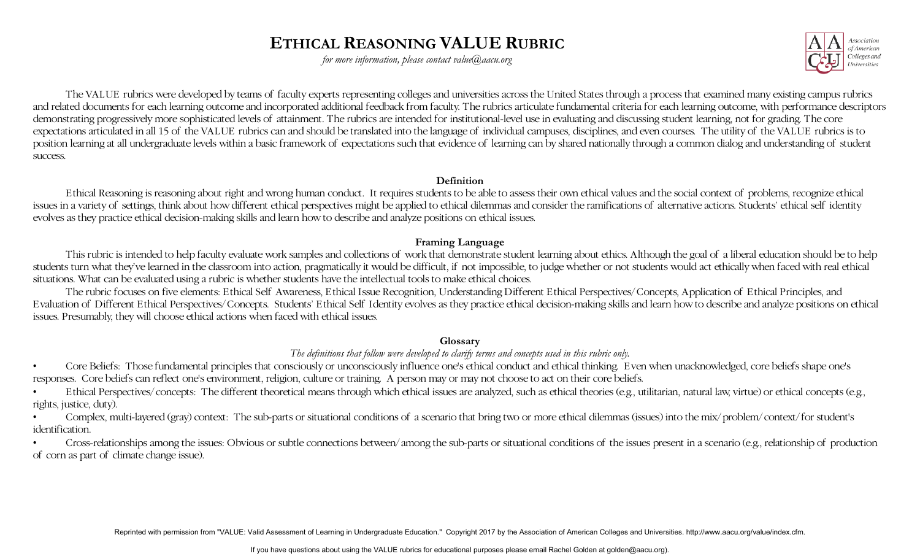# ETHICAL REASONING VALUE RUBRIC

*for more information, please contact value@aacu.org*

The VALUE rubrics were developed by teams of faculty experts representing colleges and universities across the United States through a process that examined many existing campus rubrics and related documents for each learning outcome and incorporated additional feedback from faculty. The rubrics articulate fundamental criteria for each learning outcome, with performance descriptors demonstrating progressively more sophisticated levels of attainment. The rubrics are intended for institutional-level use in evaluating and discussing student learning, not for grading. The core expectations articulated in all 15 of the VALUE rubrics can and should be translated into the language of individual campuses, disciplines, and even courses. The utility of the VALUE rubrics is to position learning at all undergraduate levels within a basic framework of expectations such that evidence of learning can by shared nationally through a common dialog and understanding of student success.

## Definition

Ethical Reasoning is reasoning about right and wrong human conduct. It requires students to be able to assess their own ethical values and the social context of problems, recognize ethical issues in a variety of settings, think about how different ethical perspectives might be applied to ethical dilemmas and consider the ramifications of alternative actions. Students' ethical self identity evolves as they practice ethical decision-making skills and learn how to describe and analyze positions on ethical issues.

## Framing Language

This rubric is intended to help faculty evaluate work samples and collections of work that demonstrate student learning about ethics. Although the goal of a liberal education should be to help students turn what they've learned in the classroom into action, pragmatically it would be difficult, if not impossible, to judge whether or not students would act ethically when faced with real ethical situations. What can be evaluated using a rubric is whether students have the intellectual tools to make ethical choices.

The rubric focuses on five elements: Ethical Self Awareness, Ethical Issue Recognition, Understanding Different Ethical Perspectives/Concepts, Application of Ethical Principles, and Evaluation of Different Ethical Perspectives/Concepts. Students' Ethical Self Identity evolves as they practice ethical decision-making skills and learn how to describe and analyze positions on ethical issues. Presumably, they will choose ethical actions when faced with ethical issues.

## Glossary

*The definitions that follow were developed to clarify terms and concepts used in this rubric only.*

- Core Beliefs: Those fundamental principles that consciously or unconsciously influence one's ethical conduct and ethical thinking. Even when unacknowledged, core beliefs shape one's responses. Core beliefs can reflect one's environment, religion, culture or training. A person may or may not choose to act on their core beliefs.
- Ethical Perspectives/concepts: The different theoretical means through which ethical issues are analyzed, such as ethical theories (e.g., utilitarian, natural law, virtue) or ethical concepts (e.g., rights, justice, duty).
- Complex, multi-layered (gray) context: The sub-parts or situational conditions of a scenario that bring two or more ethical dilemmas (issues) into the mix/problem/context/for student's identification.
- Cross-relationships among the issues: Obvious or subtle connections between/among the sub-parts or situational conditions of the issues present in a scenario (e.g., relationship of production of corn as part of climate change issue).

Reprinted with permission from "VALUE: Valid Assessment of Learning in Undergraduate Education." Copyright 2017 by the Association of American Colleges and Universities. http://www.aacu.org/value/index.cfm.

If you have questions about using the VALUE rubrics for educational purposes please email Rachel Golden at golden@aacu.org).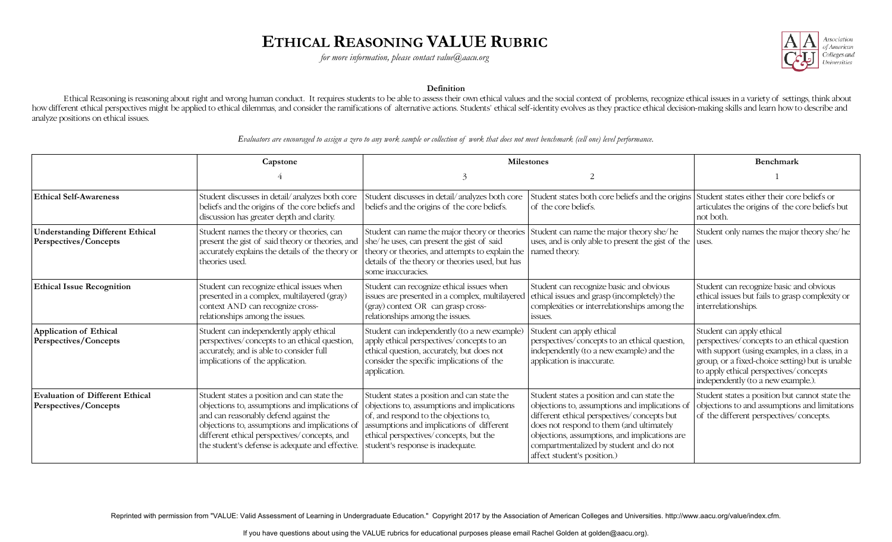# ETHICAL REASONING VALUE RUBRIC

*for more information, please contact value@aacu.org*

**Definition**

Ethical Reasoning is reasoning about right and wrong human conduct. It requires students to be able to assess their own ethical values and the social context of problems, recognize ethical issues in a variety of settings, think about how different ethical perspectives might be applied to ethical dilemmas, and consider the ramifications of alternative actions. Students' ethical self-identity evolves as they practice ethical decision-making skills and learn how to describe and analyze positions on ethical issues.

*Evaluators are encouraged to assign a zero to any work sample or collection of work that does not meet benchmark (cell one) level performance.*

| | Capstone | Milestones | | Benchmark |
|---|---|---|---|---|
| | 4 | 3 | 2 | 1 |
| **Ethical Self-Awareness** | Student discusses in detail/analyzes both core beliefs and the origins of the core beliefs and discussion has greater depth and clarity. | Student discusses in detail/analyzes both core beliefs and the origins of the core beliefs. | Student states both core beliefs and the origins of the core beliefs. | Student states either their core beliefs or articulates the origins of the core beliefs but not both. |
| **Understanding Different Ethical Perspectives/Concepts** | Student names the theory or theories, can present the gist of said theory or theories, and accurately explains the details of the theory or theories used. | Student can name the major theory or theories she/he uses, can present the gist of said theory or theories, and attempts to explain the details of the theory or theories used, but has some inaccuracies. | Student can name the major theory she/he uses, and is only able to present the gist of the named theory. | Student only names the major theory she/he uses. |
| **Ethical Issue Recognition** | Student can recognize ethical issues when presented in a complex, multilayered (gray) context AND can recognize cross-relationships among the issues. | Student can recognize ethical issues when issues are presented in a complex, multilayered (gray) context OR can grasp cross-relationships among the issues. | Student can recognize basic and obvious ethical issues and grasp (incompletely) the complexities or interrelationships among the issues. | Student can recognize basic and obvious ethical issues but fails to grasp complexity or interrelationships. |
| **Application of Ethical Perspectives/Concepts** | Student can independently apply ethical perspectives/concepts to an ethical question, accurately, and is able to consider full implications of the application. | Student can independently (to a new example) apply ethical perspectives/concepts to an ethical question, accurately, but does not consider the specific implications of the application. | Student can apply ethical perspectives/concepts to an ethical question, independently (to a new example) and the application is inaccurate. | Student can apply ethical perspectives/concepts to an ethical question with support (using examples, in a class, in a group, or a fixed-choice setting) but is unable to apply ethical perspectives/concepts independently (to a new example.). |
| **Evaluation of Different Ethical Perspectives/Concepts** | Student states a position and can state the objections to, assumptions and implications of and can reasonably defend against the objections to, assumptions and implications of different ethical perspectives/concepts, and the student's defense is adequate and effective. | Student states a position and can state the objections to, assumptions and implications of, and respond to the objections to, assumptions and implications of different ethical perspectives/concepts, but the student's response is inadequate. | Student states a position and can state the objections to, assumptions and implications of different ethical perspectives/concepts but does not respond to them (and ultimately objections, assumptions, and implications are compartmentalized by student and do not affect student's position.) | Student states a position but cannot state the objections to and assumptions and limitations of the different perspectives/concepts. |

Reprinted with permission from "VALUE: Valid Assessment of Learning in Undergraduate Education." Copyright 2017 by the Association of American Colleges and Universities. http://www.aacu.org/value/index.cfm.

If you have questions about using the VALUE rubrics for educational purposes please email Rachel Golden at golden@aacu.org).